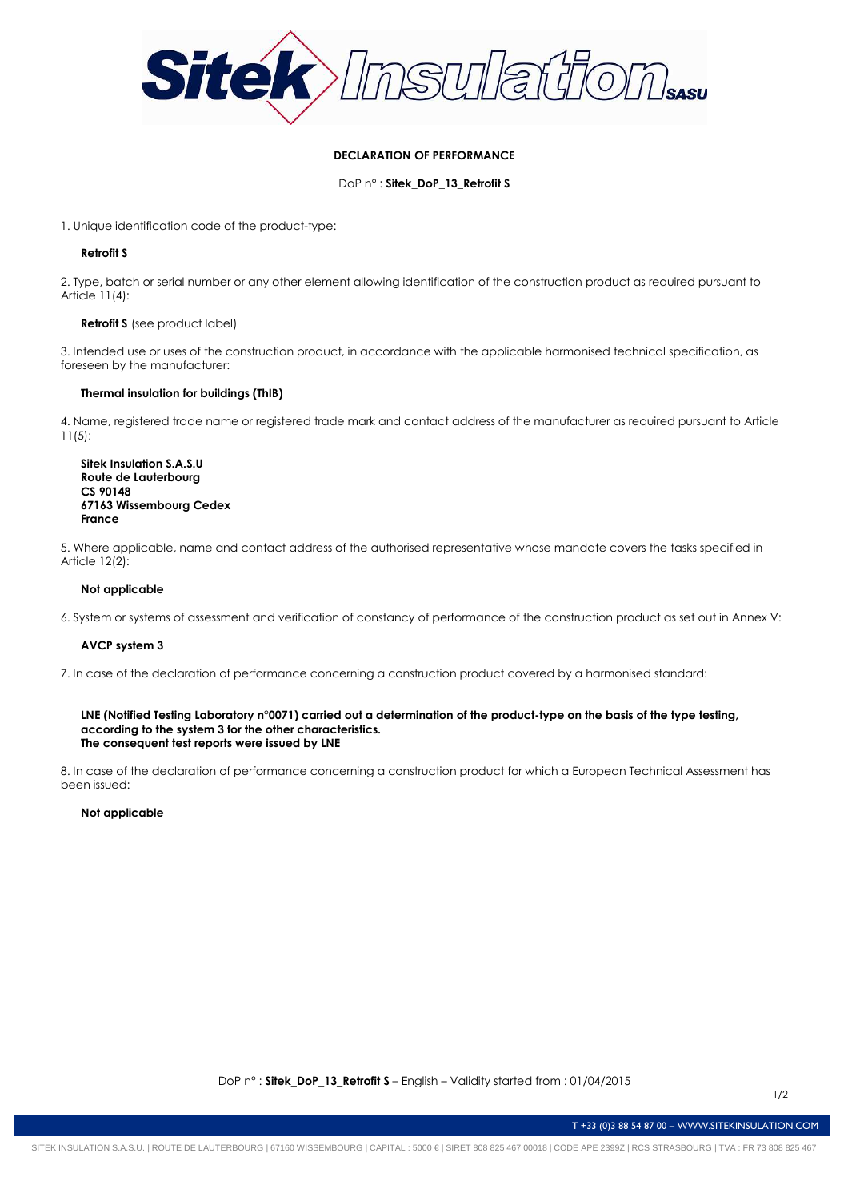**DECLARATION OF PERFORMANCE**

DoP n° : **Sitek_DoP_13_Retrofit S**

1. Unique identification code of the product-type:

   **Retrofit S**

2. Type, batch or serial number or any other element allowing identification of the construction product as required pursuant to Article 11(4):

   **Retrofit S** (see product label)

3. Intended use or uses of the construction product, in accordance with the applicable harmonised technical specification, as foreseen by the manufacturer:

   **Thermal insulation for buildings (ThIB)**

4. Name, registered trade name or registered trade mark and contact address of the manufacturer as required pursuant to Article 11(5):

   **Sitek Insulation S.A.S.U**
   **Route de Lauterbourg**
   **CS 90148**
   **67163 Wissembourg Cedex**
   **France**

5. Where applicable, name and contact address of the authorised representative whose mandate covers the tasks specified in Article 12(2):

   **Not applicable**

6. System or systems of assessment and verification of constancy of performance of the construction product as set out in Annex V:

   **AVCP system 3**

7. In case of the declaration of performance concerning a construction product covered by a harmonised standard:

   **LNE (Notified Testing Laboratory n°0071) carried out a determination of the product-type on the basis of the type testing, according to the system 3 for the other characteristics.**
   **The consequent test reports were issued by LNE**

8. In case of the declaration of performance concerning a construction product for which a European Technical Assessment has been issued:

   **Not applicable**

DoP n° : **Sitek_DoP_13_Retrofit S** – English – Validity started from : 01/04/2015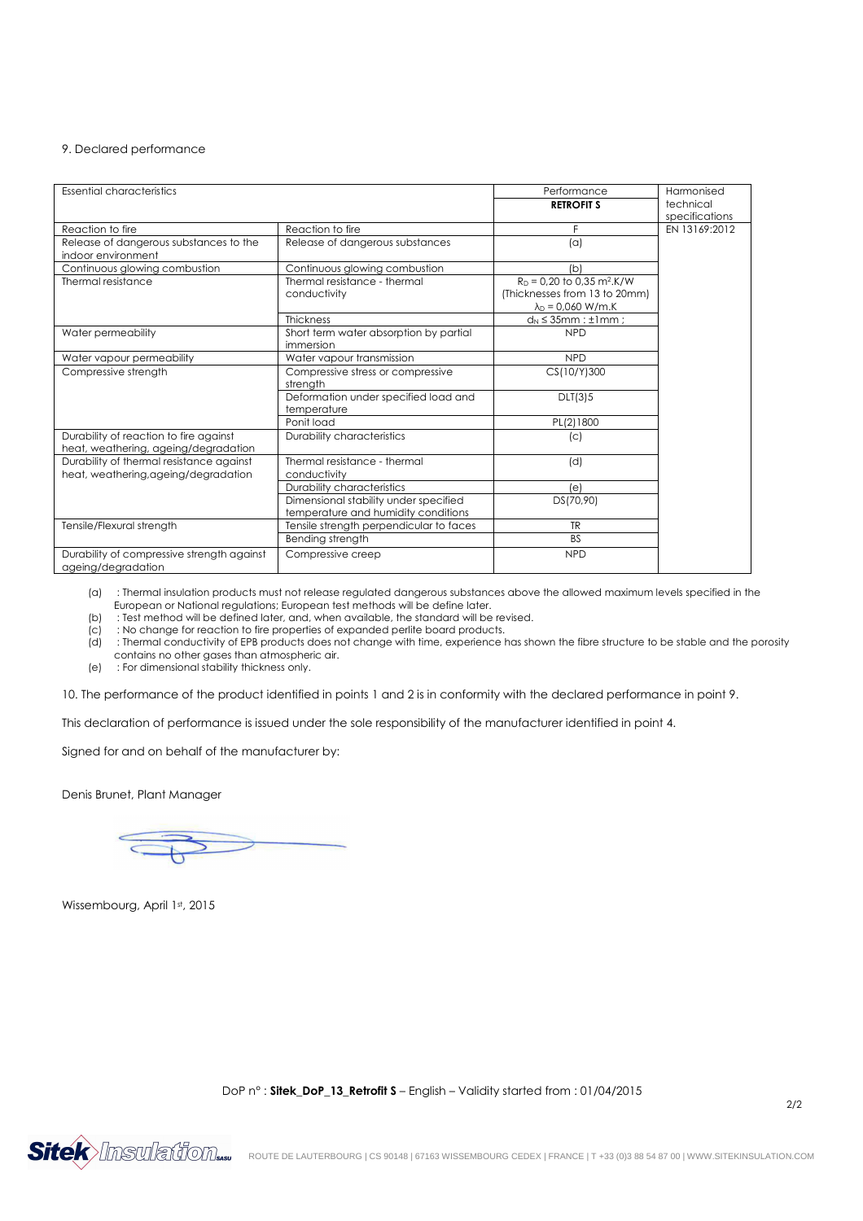9. Declared performance

| Essential characteristics | | Performance RETROFIT S | Harmonised technical specifications |
|---|---|---|---|
| Reaction to fire | Reaction to fire | F | EN 13169:2012 |
| Release of dangerous substances to the indoor environment | Release of dangerous substances | (a) | |
| Continuous glowing combustion | Continuous glowing combustion | (b) | |
| Thermal resistance | Thermal resistance - thermal conductivity | $R_D$ = 0,20 to 0,35 m².K/W (Thicknesses from 13 to 20mm) $\lambda_D$ = 0,060 W/m.K | |
| | Thickness | $d_N \leq$ 35mm : ±1mm ; | |
| Water permeability | Short term water absorption by partial immersion | NPD | |
| Water vapour permeability | Water vapour transmission | NPD | |
| Compressive strength | Compressive stress or compressive strength | CS(10/Y)300 | |
| | Deformation under specified load and temperature | DLT(3)5 | |
| | Ponit load | PL(2)1800 | |
| Durability of reaction to fire against heat, weathering, ageing/degradation | Durability characteristics | (c) | |
| Durability of thermal resistance against heat, weathering,ageing/degradation | Thermal resistance - thermal conductivity | (d) | |
| | Durability characteristics | (e) | |
| | Dimensional stability under specified temperature and humidity conditions | DS(70,90) | |
| Tensile/Flexural strength | Tensile strength perpendicular to faces | TR | |
| | Bending strength | BS | |
| Durability of compressive strength against ageing/degradation | Compressive creep | NPD | |

(a) : Thermal insulation products must not release regulated dangerous substances above the allowed maximum levels specified in the European or National regulations; European test methods will be define later.
(b) : Test method will be defined later, and, when available, the standard will be revised.
(c) : No change for reaction to fire properties of expanded perlite board products.
(d) : Thermal conductivity of EPB products does not change with time, experience has shown the fibre structure to be stable and the porosity contains no other gases than atmospheric air.
(e) : For dimensional stability thickness only.

10. The performance of the product identified in points 1 and 2 is in conformity with the declared performance in point 9.

This declaration of performance is issued under the sole responsibility of the manufacturer identified in point 4.

Signed for and on behalf of the manufacturer by:

Denis Brunet, Plant Manager

Wissembourg, April 1st, 2015

DoP n° : **Sitek_DoP_13_Retrofit S** – English – Validity started from : 01/04/2015

Sitek Insulation SASU ROUTE DE LAUTERBOURG | CS 90148 | 67163 WISSEMBOURG CEDEX | FRANCE | T +33 (0)3 88 54 87 00 | WWW.SITEKINSULATION.COM